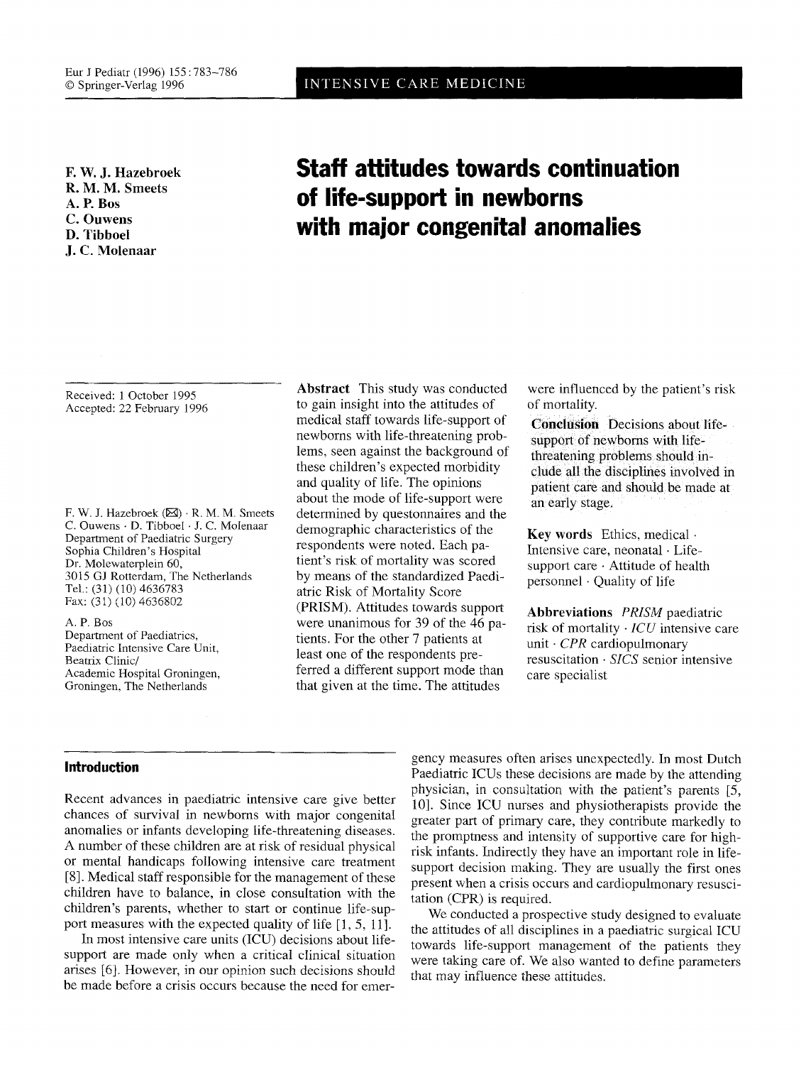# Staff attitudes towards continuation of life-support in newborns with major congenital anomalies

**F. W. J. Hazebroek**
**R. M. M. Smeets**
**A. P. Bos**
**C. Ouwens**
**D. Tibboel**
**J. C. Molenaar**

Received: 1 October 1995
Accepted: 22 February 1996

F. W. J. Hazebroek (✉) · R. M. M. Smeets
C. Ouwens · D. Tibboel · J. C. Molenaar
Department of Paediatric Surgery
Sophia Children's Hospital
Dr. Molewaterplein 60,
3015 GJ Rotterdam, The Netherlands
Tel.: (31) (10) 4636783
Fax: (31) (10) 4636802

A. P. Bos
Department of Paediatrics,
Paediatric Intensive Care Unit,
Beatrix Clinic/
Academic Hospital Groningen,
Groningen, The Netherlands

**Abstract** This study was conducted to gain insight into the attitudes of medical staff towards life-support of newborns with life-threatening problems, seen against the background of these children's expected morbidity and quality of life. The opinions about the mode of life-support were determined by questonnaires and the demographic characteristics of the respondents were noted. Each patient's risk of mortality was scored by means of the standardized Paediatric Risk of Mortality Score (PRISM). Attitudes towards support were unanimous for 39 of the 46 patients. For the other 7 patients at least one of the respondents preferred a different support mode than that given at the time. The attitudes were influenced by the patient's risk of mortality.

**Conclusion** Decisions about life-support of newborns with life-threatening problems should include all the disciplines involved in patient care and should be made at an early stage.

**Key words** Ethics, medical · Intensive care, neonatal · Life-support care · Attitude of health personnel · Quality of life

**Abbreviations** *PRISM* paediatric risk of mortality · *ICU* intensive care unit · *CPR* cardiopulmonary resuscitation · *SICS* senior intensive care specialist

## Introduction

Recent advances in paediatric intensive care give better chances of survival in newborns with major congenital anomalies or infants developing life-threatening diseases. A number of these children are at risk of residual physical or mental handicaps following intensive care treatment [8]. Medical staff responsible for the management of these children have to balance, in close consultation with the children's parents, whether to start or continue life-support measures with the expected quality of life [1, 5, 11].

In most intensive care units (ICU) decisions about life-support are made only when a critical clinical situation arises [6]. However, in our opinion such decisions should be made before a crisis occurs because the need for emergency measures often arises unexpectedly. In most Dutch Paediatric ICUs these decisions are made by the attending physician, in consultation with the patient's parents [5, 10]. Since ICU nurses and physiotherapists provide the greater part of primary care, they contribute markedly to the promptness and intensity of supportive care for high-risk infants. Indirectly they have an important role in life-support decision making. They are usually the first ones present when a crisis occurs and cardiopulmonary resuscitation (CPR) is required.

We conducted a prospective study designed to evaluate the attitudes of all disciplines in a paediatric surgical ICU towards life-support management of the patients they were taking care of. We also wanted to define parameters that may influence these attitudes.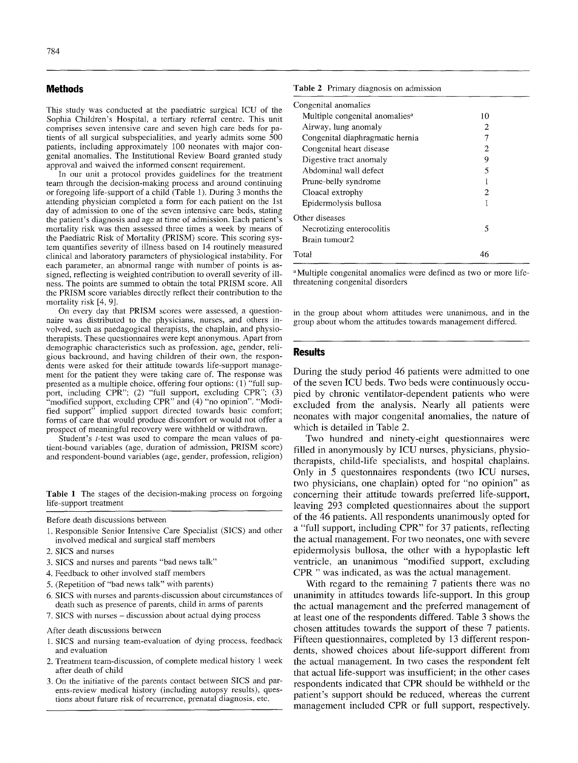## Methods

This study was conducted at the paediatric surgical ICU of the Sophia Children's Hospital, a tertiary referral centre. This unit comprises seven intensive care and seven high care beds for patients of all surgical subspecialities, and yearly admits some 500 patients, including approximately 100 neonates with major congenital anomalies. The Institutional Review Board granted study approval and waived the informed consent requirement.

In our unit a protocol provides guidelines for the treatment team through the decision-making process and around continuing or foregoing life-support of a child (Table 1). During 3 months the attending physician completed a form for each patient on the 1st day of admission to one of the seven intensive care beds, stating the patient's diagnosis and age at time of admission. Each patient's mortality risk was then assessed three times a week by means of the Paediatric Risk of Mortality (PRISM) score. This scoring system quantifies severity of illness based on 14 routinely measured clinical and laboratory parameters of physiological instability. For each parameter, an abnormal range with number of points is assigned, reflecting is weighted contribution to overall severity of illness. The points are summed to obtain the total PRISM score. All the PRISM score variables directly reflect their contribution to the mortality risk [4, 9].

On every day that PRISM scores were assessed, a questionnaire was distributed to the physicians, nurses, and others involved, such as paedagogical therapists, the chaplain, and physiotherapists. These questionnaires were kept anonymous. Apart from demographic characteristics such as profession, age, gender, religious backround, and having children of their own, the respondents were asked for their attitude towards life-support management for the patient they were taking care of. The response was presented as a multiple choice, offering four options: (1) "full support, including CPR"; (2) "full support, excluding CPR"; (3) "modified support, excluding CPR" and (4) "no opinion". "Modified support" implied support directed towards basic comfort; forms of care that would produce discomfort or would not offer a prospect of meaningful recovery were withheld or withdrawn.

Student's *t*-test was used to compare the mean values of patient-bound variables (age, duration of admission, PRISM score) and respondent-bound variables (age, gender, profession, religion) in the group about whom attitudes were unanimous, and in the group about whom the attitudes towards management differed.

**Table 1** The stages of the decision-making process on forgoing life-support treatment

Before death discussions between

1. Responsible Senior Intensive Care Specialist (SICS) and other involved medical and surgical staff members
2. SICS and nurses
3. SICS and nurses and parents "bad news talk"
4. Feedback to other involved staff members
5. (Repetition of "bad news talk" with parents)
6. SICS with nurses and parents-discussion about circumstances of death such as presence of parents, child in arms of parents
7. SICS with nurses – discussion about actual dying process

After death discussions between

1. SICS and nursing team-evaluation of dying process, feedback and evaluation
2. Treatment team-discussion, of complete medical history 1 week after death of child
3. On the initiative of the parents contact between SICS and parents-review medical history (including autopsy results), questions about future risk of recurrence, prenatal diagnosis, etc.

**Table 2** Primary diagnosis on admission

| | |
|---|---|
| Congenital anomalies | |
| Multiple congenital anomalies[a] | 10 |
| Airway, lung anomaly | 2 |
| Congenital diaphragmatic hernia | 7 |
| Congenital heart disease | 2 |
| Digestive tract anomaly | 9 |
| Abdominal wall defect | 5 |
| Prune-belly syndrome | 1 |
| Cloacal extrophy | 2 |
| Epidermolysis bullosa | 1 |
| Other diseases | |
| Necrotizing enterocolitis | 5 |
| Brain tumour2 | |
| Total | 46 |

[a] Multiple congenital anomalies were defined as two or more life-threatening congenital disorders

## Results

During the study period 46 patients were admitted to one of the seven ICU beds. Two beds were continuously occupied by chronic ventilator-dependent patients who were excluded from the analysis. Nearly all patients were neonates with major congenital anomalies, the nature of which is detailed in Table 2.

Two hundred and ninety-eight questionnaires were filled in anonymously by ICU nurses, physicians, physiotherapists, child-life specialists, and hospital chaplains. Only in 5 questonnaires respondents (two ICU nurses, two physicians, one chaplain) opted for "no opinion" as concerning their attitude towards preferred life-support, leaving 293 completed questionnaires about the support of the 46 patients. All respondents unanimously opted for a "full support, including CPR" for 37 patients, reflecting the actual management. For two neonates, one with severe epidermolysis bullosa, the other with a hypoplastic left ventricle, an unanimous "modified support, excluding CPR " was indicated, as was the actual management.

With regard to the remaining 7 patients there was no unanimity in attitudes towards life-support. In this group the actual management and the preferred management of at least one of the respondents differed. Table 3 shows the chosen attitudes towards the support of these 7 patients. Fifteen questionnaires, completed by 13 different respondents, showed choices about life-support different from the actual management. In two cases the respondent felt that actual life-support was insufficient; in the other cases respondents indicated that CPR should be withheld or the patient's support should be reduced, whereas the current management included CPR or full support, respectively.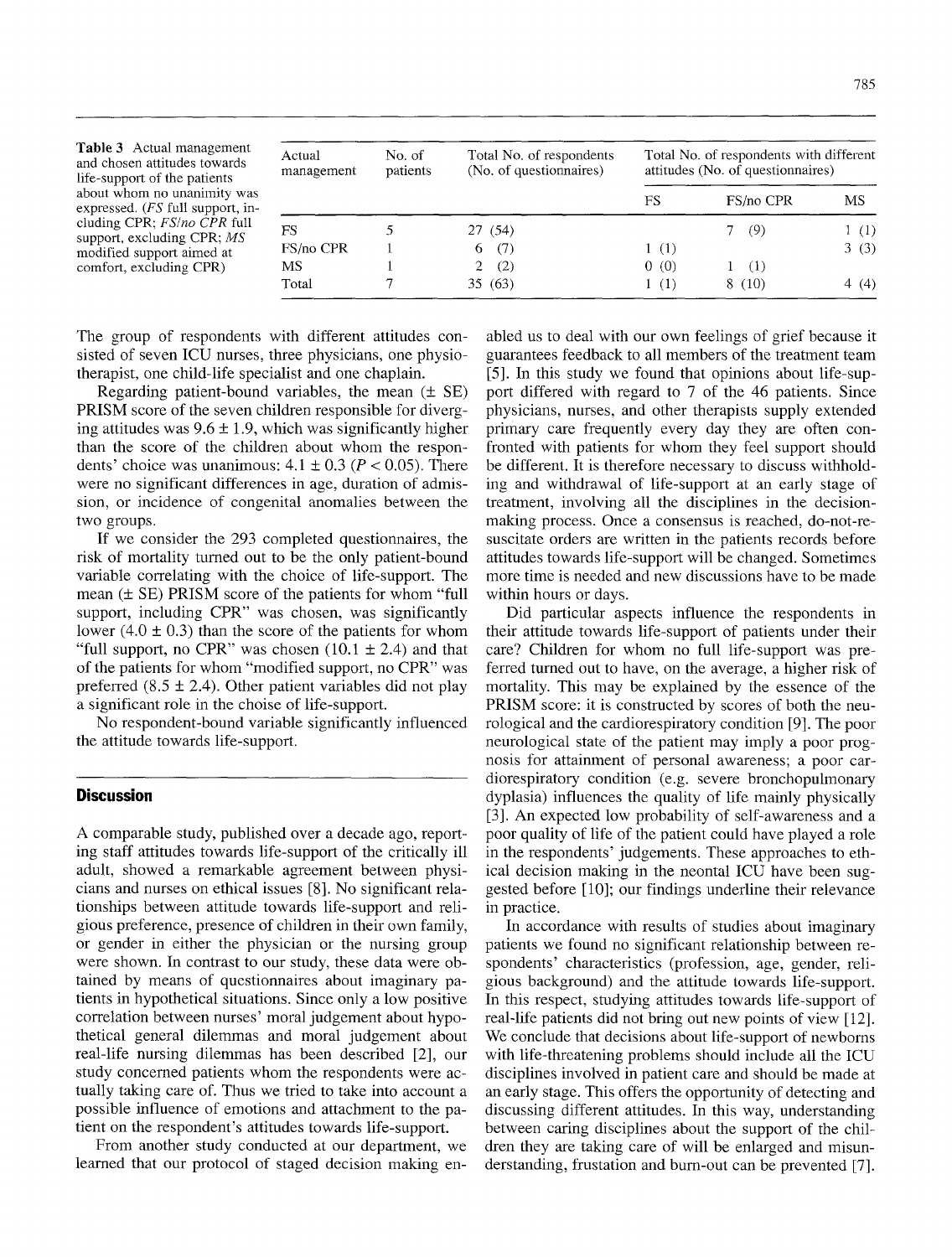**Table 3** Actual management and chosen attitudes towards life-support of the patients about whom no unanimity was expressed. (*FS* full support, including CPR; *FS/no CPR* full support, excluding CPR; *MS* modified support aimed at comfort, excluding CPR)

| Actual management | No. of patients | Total No. of respondents (No. of questionnaires) | Total No. of respondents with different attitudes (No. of questionnaires) | | |
|---|---|---|---|---|---|
| | | | FS | FS/no CPR | MS |
| FS | 5 | 27 (54) | | 7 (9) | 1 (1) |
| FS/no CPR | 1 | 6 (7) | 1 (1) | | 3 (3) |
| MS | 1 | 2 (2) | 0 (0) | 1 (1) | |
| Total | 7 | 35 (63) | 1 (1) | 8 (10) | 4 (4) |

The group of respondents with different attitudes consisted of seven ICU nurses, three physicians, one physiotherapist, one child-life specialist and one chaplain.

Regarding patient-bound variables, the mean (± SE) PRISM score of the seven children responsible for diverging attitudes was 9.6 ± 1.9, which was significantly higher than the score of the children about whom the respondents' choice was unanimous: 4.1 ± 0.3 ($P < 0.05$). There were no significant differences in age, duration of admission, or incidence of congenital anomalies between the two groups.

If we consider the 293 completed questionnaires, the risk of mortality turned out to be the only patient-bound variable correlating with the choice of life-support. The mean (± SE) PRISM score of the patients for whom "full support, including CPR", was chosen, was significantly lower (4.0 ± 0.3) than the score of the patients for whom "full support, no CPR" was chosen (10.1 ± 2.4) and that of the patients for whom "modified support, no CPR" was preferred (8.5 ± 2.4). Other patient variables did not play a significant role in the choice of life-support.

No respondent-bound variable significantly influenced the attitude towards life-support.

## Discussion

A comparable study, published over a decade ago, reporting staff attitudes towards life-support of the critically ill adult, showed a remarkable agreement between physicians and nurses on ethical issues [8]. No significant relationships between attitude towards life-support and religious preference, presence of children in their own family, or gender in either the physician or the nursing group were shown. In contrast to our study, these data were obtained by means of questionnaires about imaginary patients in hypothetical situations. Since only a low positive correlation between nurses' moral judgement about hypothetical general dilemmas and moral judgement about real-life nursing dilemmas has been described [2], our study concerned patients whom the respondents were actually taking care of. Thus we tried to take into account a possible influence of emotions and attachment to the patient on the respondent's attitudes towards life-support.

From another study conducted at our department, we learned that our protocol of staged decision making enabled us to deal with our own feelings of grief because it guarantees feedback to all members of the treatment team [5]. In this study we found that opinions about life-support differed with regard to 7 of the 46 patients. Since physicians, nurses, and other therapists supply extended primary care frequently every day they are often confronted with patients for whom they feel support should be different. It is therefore necessary to discuss withholding and withdrawal of life-support at an early stage of treatment, involving all the disciplines in the decision-making process. Once a consensus is reached, do-not-resuscitate orders are written in the patients records before attitudes towards life-support will be changed. Sometimes more time is needed and new discussions have to be made within hours or days.

Did particular aspects influence the respondents in their attitude towards life-support of patients under their care? Children for whom no full life-support was preferred turned out to have, on the average, a higher risk of mortality. This may be explained by the essence of the PRISM score: it is constructed by scores of both the neurological and the cardiorespiratory condition [9]. The poor neurological state of the patient may imply a poor prognosis for attainment of personal awareness; a poor cardiorespiratory condition (e.g. severe bronchopulmonary dyplasia) influences the quality of life mainly physically [3]. An expected low probability of self-awareness and a poor quality of life of the patient could have played a role in the respondents' judgements. These approaches to ethical decision making in the neontal ICU have been suggested before [10]; our findings underline their relevance in practice.

In accordance with results of studies about imaginary patients we found no significant relationship between respondents' characteristics (profession, age, gender, religious background) and the attitude towards life-support. In this respect, studying attitudes towards life-support of real-life patients did not bring out new points of view [12]. We conclude that decisions about life-support of newborns with life-threatening problems should include all the ICU disciplines involved in patient care and should be made at an early stage. This offers the opportunity of detecting and discussing different attitudes. In this way, understanding between caring disciplines about the support of the children they are taking care of will be enlarged and misunderstanding, frustation and burn-out can be prevented [7].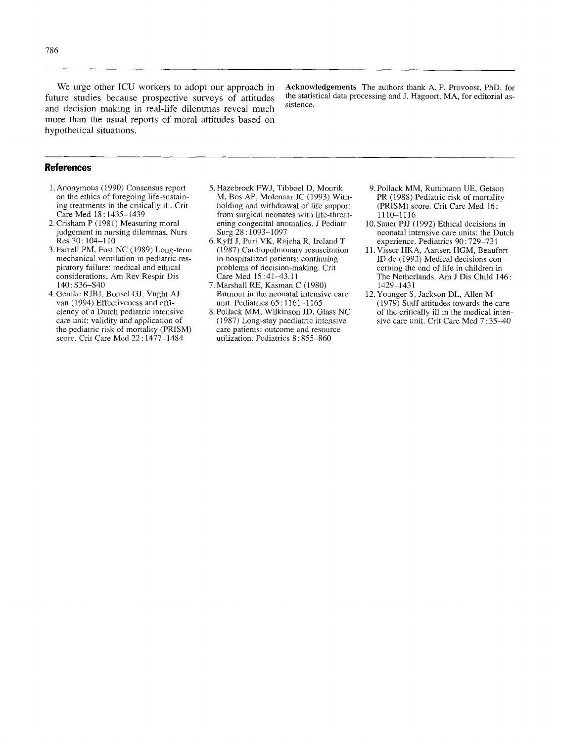We urge other ICU workers to adopt our approach in future studies because prospective surveys of attitudes and decision making in real-life dilemmas reveal much more than the usual reports of moral attitudes based on hypothetical situations.

**Acknowledgements** The authors thank A. P. Provoost, PhD, for the statistical data processing and J. Hagoort, MA, for editorial assistence.

## References

1. Anonymous (1990) Consensus report on the ethics of foregoing life-sustaining treatments in the critically ill. Crit Care Med 18:1435–1439
2. Crisham P (1981) Measuring moral judgement in nursing dilemmas. Nurs Res 30:104–110
3. Farrell PM, Fost NC (1989) Long-term mechanical ventilation in pediatric respiratory failure: medical and ethical considerations. Am Rev Respir Dis 140:S36–S40
4. Gemke RJBJ, Bonsel GJ, Vught AJ van (1994) Effectiveness and efficiency of a Dutch pediatric intensive care unit: validity and application of the pediatric risk of mortality (PRISM) score. Crit Care Med 22:1477–1484
5. Hazebroek FWJ, Tibboel D, Mourik M, Bos AP, Molenaar JC (1993) Withholding and withdrawal of life support from surgical neonates with life-threatening congenital anomalies. J Pediatr Surg 28:1093–1097
6. Kyff J, Puri VK, Rajeha R, Ireland T (1987) Cardiopulmonary resuscitation in hospitalized patients: continuing problems of decision-making. Crit Care Med 15:41–43.11
7. Marshall RE, Kasman C (1980) Burnout in the neonatal intensive care unit. Pediatrics 65:1161–1165
8. Pollack MM, Wilkinson JD, Glass NC (1987) Long-stay paediatric intensive care patients: outcome and resource utilization. Pediatrics 8:855–860
9. Pollack MM, Ruttimann UE, Getson PR (1988) Pediatric risk of mortality (PRISM) score. Crit Care Med 16:1110–1116
10. Sauer PJJ (1992) Ethical decisions in neonatal intensive care units: the Dutch experience. Pediatrics 90:729–731
11. Visser HKA, Aartsen HGM, Beaufort ID de (1992) Medical decisions concerning the end of life in children in The Netherlands. Am J Dis Child 146:1429–1431
12. Younger S, Jackson DL, Allen M (1979) Staff attitudes towards the care of the critically ill in the medical intensive care unit. Crit Care Med 7:35–40